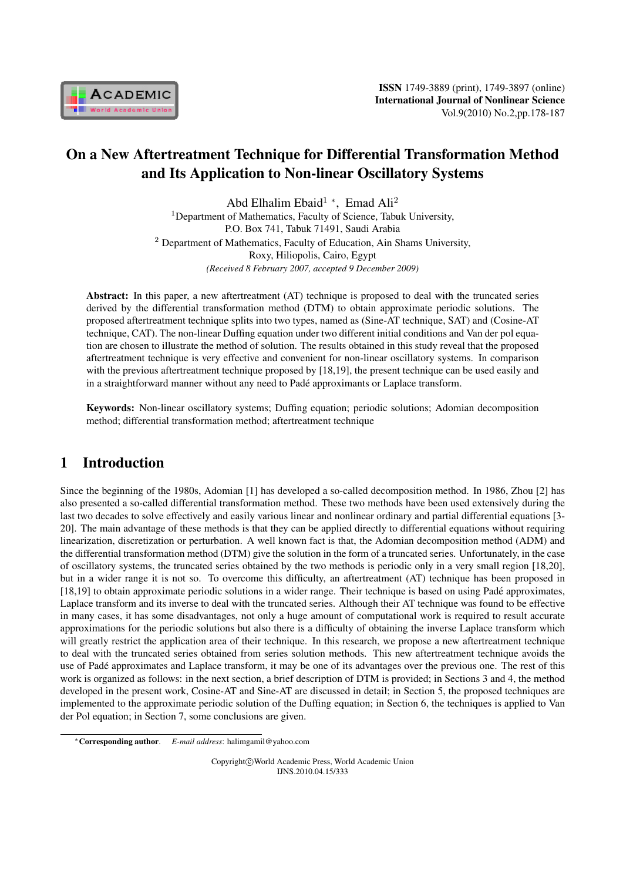# On a New Aftertreatment Technique for Differential Transformation Method and Its Application to Non-linear Oscillatory Systems

Abd Elhalim Ebaid[1] *, Emad Ali[2]

[1]Department of Mathematics, Faculty of Science, Tabuk University, P.O. Box 741, Tabuk 71491, Saudi Arabia

[2] Department of Mathematics, Faculty of Education, Ain Shams University, Roxy, Hiliopolis, Cairo, Egypt

*(Received 8 February 2007, accepted 9 December 2009)*

**Abstract:** In this paper, a new aftertreatment (AT) technique is proposed to deal with the truncated series derived by the differential transformation method (DTM) to obtain approximate periodic solutions. The proposed aftertreatment technique splits into two types, named as (Sine-AT technique, SAT) and (Cosine-AT technique, CAT). The non-linear Duffing equation under two different initial conditions and Van der pol equation are chosen to illustrate the method of solution. The results obtained in this study reveal that the proposed aftertreatment technique is very effective and convenient for non-linear oscillatory systems. In comparison with the previous aftertreatment technique proposed by [18,19], the present technique can be used easily and in a straightforward manner without any need to Padé approximants or Laplace transform.

**Keywords:** Non-linear oscillatory systems; Duffing equation; periodic solutions; Adomian decomposition method; differential transformation method; aftertreatment technique

## 1 Introduction

Since the beginning of the 1980s, Adomian [1] has developed a so-called decomposition method. In 1986, Zhou [2] has also presented a so-called differential transformation method. These two methods have been used extensively during the last two decades to solve effectively and easily various linear and nonlinear ordinary and partial differential equations [3-20]. The main advantage of these methods is that they can be applied directly to differential equations without requiring linearization, discretization or perturbation. A well known fact is that, the Adomian decomposition method (ADM) and the differential transformation method (DTM) give the solution in the form of a truncated series. Unfortunately, in the case of oscillatory systems, the truncated series obtained by the two methods is periodic only in a very small region [18,20], but in a wider range it is not so. To overcome this difficulty, an aftertreatment (AT) technique has been proposed in [18,19] to obtain approximate periodic solutions in a wider range. Their technique is based on using Padé approximates, Laplace transform and its inverse to deal with the truncated series. Although their AT technique was found to be effective in many cases, it has some disadvantages, not only a huge amount of computational work is required to result accurate approximations for the periodic solutions but also there is a difficulty of obtaining the inverse Laplace transform which will greatly restrict the application area of their technique. In this research, we propose a new aftertreatment technique to deal with the truncated series obtained from series solution methods. This new aftertreatment technique avoids the use of Padé approximates and Laplace transform, it may be one of its advantages over the previous one. The rest of this work is organized as follows: in the next section, a brief description of DTM is provided; in Sections 3 and 4, the method developed in the present work, Cosine-AT and Sine-AT are discussed in detail; in Section 5, the proposed techniques are implemented to the approximate periodic solution of the Duffing equation; in Section 6, the techniques is applied to Van der Pol equation; in Section 7, some conclusions are given.

*Corresponding author. *E-mail address*: halimgamil@yahoo.com

Copyright©World Academic Press, World Academic Union
IJNS.2010.04.15/333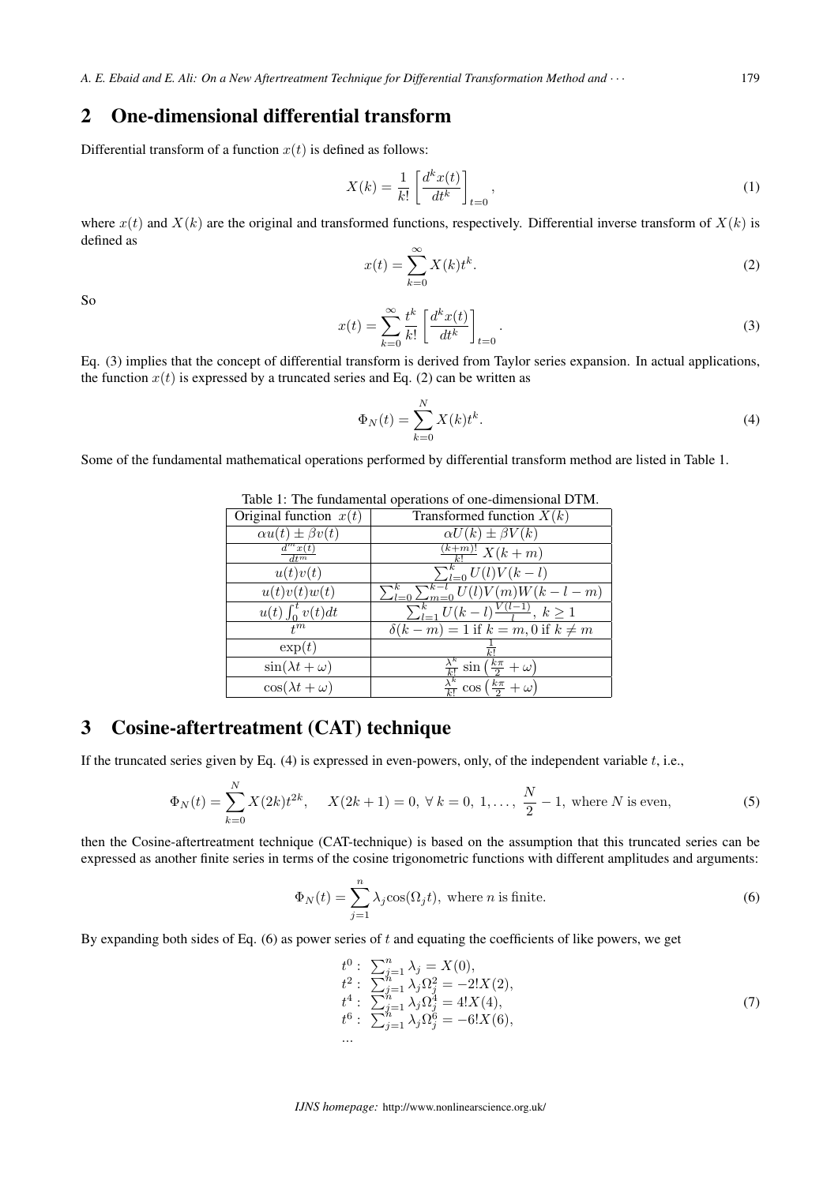## 2 One-dimensional differential transform

Differential transform of a function $x(t)$ is defined as follows:

$$X(k) = \frac{1}{k!}\left[\frac{d^k x(t)}{dt^k}\right]_{t=0}, \tag{1}$$

where $x(t)$ and $X(k)$ are the original and transformed functions, respectively. Differential inverse transform of $X(k)$ is defined as

$$x(t) = \sum_{k=0}^{\infty} X(k)t^k. \tag{2}$$

So

$$x(t) = \sum_{k=0}^{\infty} \frac{t^k}{k!}\left[\frac{d^k x(t)}{dt^k}\right]_{t=0}. \tag{3}$$

Eq. (3) implies that the concept of differential transform is derived from Taylor series expansion. In actual applications, the function $x(t)$ is expressed by a truncated series and Eq. (2) can be written as

$$\Phi_N(t) = \sum_{k=0}^{N} X(k)t^k. \tag{4}$$

Some of the fundamental mathematical operations performed by differential transform method are listed in Table 1.

Table 1: The fundamental operations of one-dimensional DTM.

| Original function $x(t)$ | Transformed function $X(k)$ |
|---|---|
| $\alpha u(t) \pm \beta v(t)$ | $\alpha U(k) \pm \beta V(k)$ |
| $\frac{d^m x(t)}{dt^m}$ | $\frac{(k+m)!}{k!}\, X(k+m)$ |
| $u(t)v(t)$ | $\sum_{l=0}^{k} U(l)V(k-l)$ |
| $u(t)v(t)w(t)$ | $\sum_{l=0}^{k}\sum_{m=0}^{k-l} U(l)V(m)W(k-l-m)$ |
| $u(t)\int_0^t v(t)dt$ | $\sum_{l=1}^{k} U(k-l)\frac{V(l-1)}{l},\ k \geq 1$ |
| $t^m$ | $\delta(k-m) = 1$ if $k = m, 0$ if $k \neq m$ |
| $\exp(t)$ | $\frac{1}{k!}$ |
| $\sin(\lambda t + \omega)$ | $\frac{\lambda^k}{k!}\sin\left(\frac{k\pi}{2} + \omega\right)$ |
| $\cos(\lambda t + \omega)$ | $\frac{\lambda^k}{k!}\cos\left(\frac{k\pi}{2} + \omega\right)$ |

## 3 Cosine-aftertreatment (CAT) technique

If the truncated series given by Eq. (4) is expressed in even-powers, only, of the independent variable $t$, i.e.,

$$\Phi_N(t) = \sum_{k=0}^{N} X(2k)t^{2k}, \quad X(2k+1) = 0,\ \forall\ k = 0,\ 1, \ldots,\ \frac{N}{2} - 1, \text{ where } N \text{ is even}, \tag{5}$$

then the Cosine-aftertreatment technique (CAT-technique) is based on the assumption that this truncated series can be expressed as another finite series in terms of the cosine trigonometric functions with different amplitudes and arguments:

$$\Phi_N(t) = \sum_{j=1}^{n} \lambda_j \cos(\Omega_j t), \text{ where } n \text{ is finite}. \tag{6}$$

By expanding both sides of Eq. (6) as power series of $t$ and equating the coefficients of like powers, we get

$$\begin{aligned}
&t^0: \ \textstyle\sum_{j=1}^{n} \lambda_j = X(0),\\
&t^2: \ \textstyle\sum_{j=1}^{n} \lambda_j \Omega_j^2 = -2!X(2),\\
&t^4: \ \textstyle\sum_{j=1}^{n} \lambda_j \Omega_j^4 = 4!X(4),\\
&t^6: \ \textstyle\sum_{j=1}^{n} \lambda_j \Omega_j^6 = -6!X(6),\\
&\ldots
\end{aligned} \tag{7}$$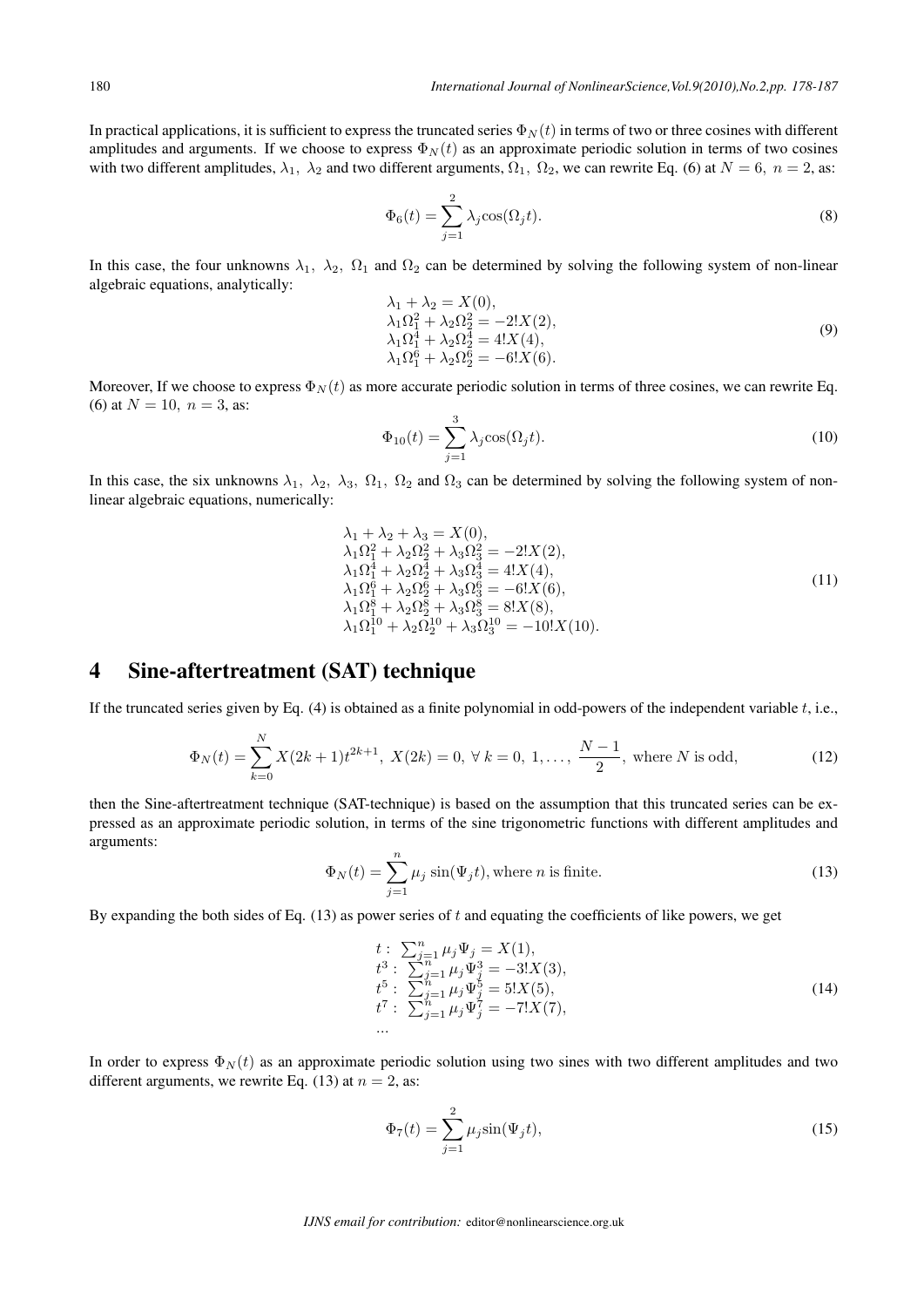In practical applications, it is sufficient to express the truncated series $\Phi_N(t)$ in terms of two or three cosines with different amplitudes and arguments. If we choose to express $\Phi_N(t)$ as an approximate periodic solution in terms of two cosines with two different amplitudes, $\lambda_1,\ \lambda_2$ and two different arguments, $\Omega_1,\ \Omega_2$, we can rewrite Eq. (6) at $N=6,\ n=2$, as:

$$\Phi_6(t) = \sum_{j=1}^{2} \lambda_j \cos(\Omega_j t). \tag{8}$$

In this case, the four unknowns $\lambda_1,\ \lambda_2,\ \Omega_1$ and $\Omega_2$ can be determined by solving the following system of non-linear algebraic equations, analytically:

$$\begin{aligned}
&\lambda_1 + \lambda_2 = X(0),\\
&\lambda_1\Omega_1^2 + \lambda_2\Omega_2^2 = -2!X(2),\\
&\lambda_1\Omega_1^4 + \lambda_2\Omega_2^4 = 4!X(4),\\
&\lambda_1\Omega_1^6 + \lambda_2\Omega_2^6 = -6!X(6).
\end{aligned} \tag{9}$$

Moreover, If we choose to express $\Phi_N(t)$ as more accurate periodic solution in terms of three cosines, we can rewrite Eq. (6) at $N=10,\ n=3$, as:

$$\Phi_{10}(t) = \sum_{j=1}^{3} \lambda_j \cos(\Omega_j t). \tag{10}$$

In this case, the six unknowns $\lambda_1,\ \lambda_2,\ \lambda_3,\ \Omega_1,\ \Omega_2$ and $\Omega_3$ can be determined by solving the following system of non-linear algebraic equations, numerically:

$$\begin{aligned}
&\lambda_1 + \lambda_2 + \lambda_3 = X(0),\\
&\lambda_1\Omega_1^2 + \lambda_2\Omega_2^2 + \lambda_3\Omega_3^2 = -2!X(2),\\
&\lambda_1\Omega_1^4 + \lambda_2\Omega_2^4 + \lambda_3\Omega_3^4 = 4!X(4),\\
&\lambda_1\Omega_1^6 + \lambda_2\Omega_2^6 + \lambda_3\Omega_3^6 = -6!X(6),\\
&\lambda_1\Omega_1^8 + \lambda_2\Omega_2^8 + \lambda_3\Omega_3^8 = 8!X(8),\\
&\lambda_1\Omega_1^{10} + \lambda_2\Omega_2^{10} + \lambda_3\Omega_3^{10} = -10!X(10).
\end{aligned} \tag{11}$$

# 4 Sine-aftertreatment (SAT) technique

If the truncated series given by Eq. (4) is obtained as a finite polynomial in odd-powers of the independent variable $t$, i.e.,

$$\Phi_N(t) = \sum_{k=0}^{N} X(2k+1)t^{2k+1},\ X(2k) = 0,\ \forall\ k = 0,\ 1, \ldots,\ \frac{N-1}{2},\ \text{where } N \text{ is odd}, \tag{12}$$

then the Sine-aftertreatment technique (SAT-technique) is based on the assumption that this truncated series can be expressed as an approximate periodic solution, in terms of the sine trigonometric functions with different amplitudes and arguments:

$$\Phi_N(t) = \sum_{j=1}^{n} \mu_j \sin(\Psi_j t), \text{where } n \text{ is finite}. \tag{13}$$

By expanding the both sides of Eq. (13) as power series of $t$ and equating the coefficients of like powers, we get

$$\begin{aligned}
&t:\ \textstyle\sum_{j=1}^{n} \mu_j \Psi_j = X(1),\\
&t^3:\ \textstyle\sum_{j=1}^{n} \mu_j \Psi_j^3 = -3!X(3),\\
&t^5:\ \textstyle\sum_{j=1}^{n} \mu_j \Psi_j^5 = 5!X(5),\\
&t^7:\ \textstyle\sum_{j=1}^{n} \mu_j \Psi_j^7 = -7!X(7),\\
&\ldots
\end{aligned} \tag{14}$$

In order to express $\Phi_N(t)$ as an approximate periodic solution using two sines with two different amplitudes and two different arguments, we rewrite Eq. (13) at $n=2$, as:

$$\Phi_7(t) = \sum_{j=1}^{2} \mu_j \sin(\Psi_j t), \tag{15}$$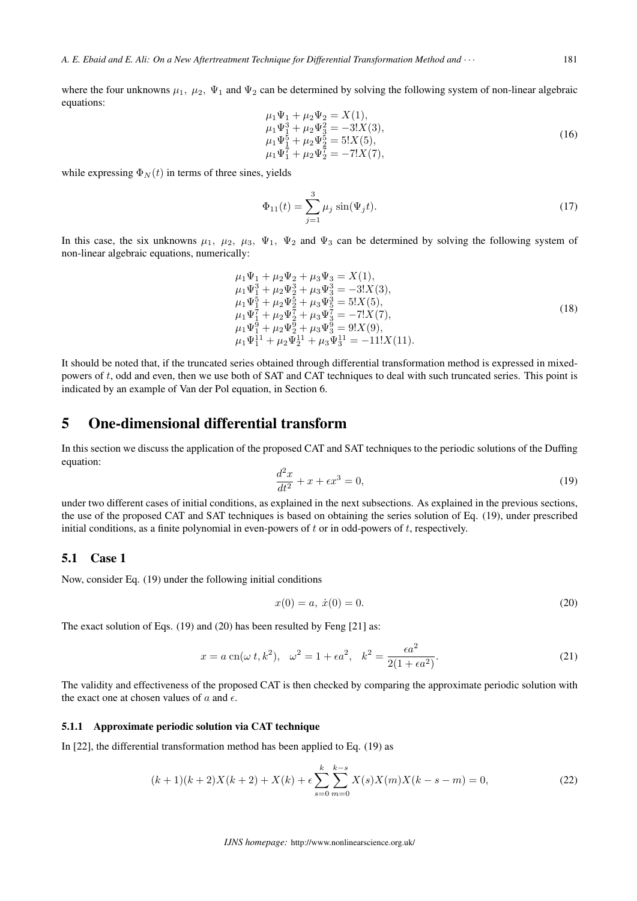where the four unknowns $\mu_1,\ \mu_2,\ \Psi_1$ and $\Psi_2$ can be determined by solving the following system of non-linear algebraic equations:

$$
\begin{aligned}
&\mu_1\Psi_1 + \mu_2\Psi_2 = X(1),\\
&\mu_1\Psi_1^3 + \mu_2\Psi_3^2 = -3!X(3),\\
&\mu_1\Psi_1^5 + \mu_2\Psi_2^5 = 5!X(5),\\
&\mu_1\Psi_1^7 + \mu_2\Psi_2^7 = -7!X(7),
\end{aligned}
\tag{16}
$$

while expressing $\Phi_N(t)$ in terms of three sines, yields

$$
\Phi_{11}(t) = \sum_{j=1}^{3} \mu_j \sin(\Psi_j t). \tag{17}
$$

In this case, the six unknowns $\mu_1,\ \mu_2,\ \mu_3,\ \Psi_1,\ \Psi_2$ and $\Psi_3$ can be determined by solving the following system of non-linear algebraic equations, numerically:

$$
\begin{aligned}
&\mu_1\Psi_1 + \mu_2\Psi_2 + \mu_3\Psi_3 = X(1),\\
&\mu_1\Psi_1^3 + \mu_2\Psi_2^3 + \mu_3\Psi_3^3 = -3!X(3),\\
&\mu_1\Psi_1^5 + \mu_2\Psi_2^5 + \mu_3\Psi_5^3 = 5!X(5),\\
&\mu_1\Psi_1^7 + \mu_2\Psi_2^7 + \mu_3\Psi_3^7 = -7!X(7),\\
&\mu_1\Psi_1^9 + \mu_2\Psi_2^9 + \mu_3\Psi_3^9 = 9!X(9),\\
&\mu_1\Psi_1^{11} + \mu_2\Psi_2^{11} + \mu_3\Psi_3^{11} = -11!X(11).
\end{aligned}
\tag{18}
$$

It should be noted that, if the truncated series obtained through differential transformation method is expressed in mixed-powers of $t$, odd and even, then we use both of SAT and CAT techniques to deal with such truncated series. This point is indicated by an example of Van der Pol equation, in Section 6.

# 5 One-dimensional differential transform

In this section we discuss the application of the proposed CAT and SAT techniques to the periodic solutions of the Duffing equation:

$$
\frac{d^2x}{dt^2} + x + \epsilon x^3 = 0, \tag{19}
$$

under two different cases of initial conditions, as explained in the next subsections. As explained in the previous sections, the use of the proposed CAT and SAT techniques is based on obtaining the series solution of Eq. (19), under prescribed initial conditions, as a finite polynomial in even-powers of $t$ or in odd-powers of $t$, respectively.

## 5.1 Case 1

Now, consider Eq. (19) under the following initial conditions

$$
x(0) = a,\ \dot{x}(0) = 0. \tag{20}
$$

The exact solution of Eqs. (19) and (20) has been resulted by Feng [21] as:

$$
x = a\,\mathrm{cn}(\omega\, t, k^2), \quad \omega^2 = 1 + \epsilon a^2, \quad k^2 = \frac{\epsilon a^2}{2(1+\epsilon a^2)}. \tag{21}
$$

The validity and effectiveness of the proposed CAT is then checked by comparing the approximate periodic solution with the exact one at chosen values of $a$ and $\epsilon$.

### 5.1.1 Approximate periodic solution via CAT technique

In [22], the differential transformation method has been applied to Eq. (19) as

$$
(k+1)(k+2)X(k+2) + X(k) + \epsilon \sum_{s=0}^{k} \sum_{m=0}^{k-s} X(s)X(m)X(k-s-m) = 0, \tag{22}
$$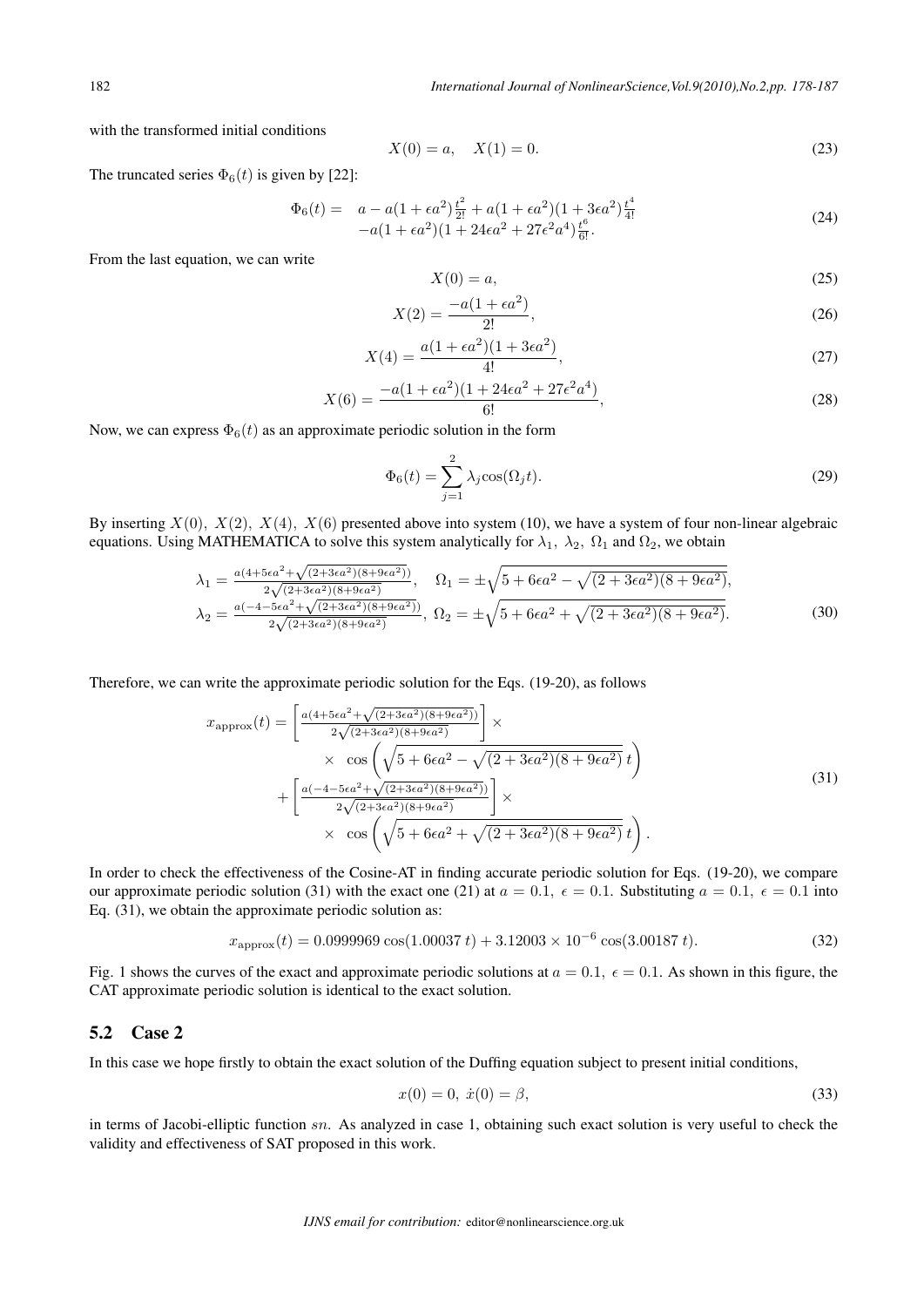with the transformed initial conditions

$$X(0) = a, \quad X(1) = 0. \tag{23}$$

The truncated series $\Phi_6(t)$ is given by [22]:

$$\begin{aligned}\Phi_6(t) = \quad & a - a(1 + \epsilon a^2)\tfrac{t^2}{2!} + a(1 + \epsilon a^2)(1 + 3\epsilon a^2)\tfrac{t^4}{4!} \\ & -a(1 + \epsilon a^2)(1 + 24\epsilon a^2 + 27\epsilon^2 a^4)\tfrac{t^6}{6!}.\end{aligned} \tag{24}$$

From the last equation, we can write

$$X(0) = a, \tag{25}$$

$$X(2) = \frac{-a(1 + \epsilon a^2)}{2!}, \tag{26}$$

$$X(4) = \frac{a(1 + \epsilon a^2)(1 + 3\epsilon a^2)}{4!}, \tag{27}$$

$$X(6) = \frac{-a(1 + \epsilon a^2)(1 + 24\epsilon a^2 + 27\epsilon^2 a^4)}{6!}, \tag{28}$$

Now, we can express $\Phi_6(t)$ as an approximate periodic solution in the form

$$\Phi_6(t) = \sum_{j=1}^{2} \lambda_j \cos(\Omega_j t). \tag{29}$$

By inserting $X(0),\ X(2),\ X(4),\ X(6)$ presented above into system (10), we have a system of four non-linear algebraic equations. Using MATHEMATICA to solve this system analytically for $\lambda_1,\ \lambda_2,\ \Omega_1$ and $\Omega_2$, we obtain

$$\begin{aligned}\lambda_1 &= \tfrac{a(4+5\epsilon a^2+\sqrt{(2+3\epsilon a^2)(8+9\epsilon a^2)})}{2\sqrt{(2+3\epsilon a^2)(8+9\epsilon a^2)}}, \quad \Omega_1 = \pm\sqrt{5 + 6\epsilon a^2 - \sqrt{(2 + 3\epsilon a^2)(8 + 9\epsilon a^2)}}, \\ \lambda_2 &= \tfrac{a(-4-5\epsilon a^2+\sqrt{(2+3\epsilon a^2)(8+9\epsilon a^2)})}{2\sqrt{(2+3\epsilon a^2)(8+9\epsilon a^2)}},\ \Omega_2 = \pm\sqrt{5 + 6\epsilon a^2 + \sqrt{(2 + 3\epsilon a^2)(8 + 9\epsilon a^2)}}.\end{aligned} \tag{30}$$

Therefore, we can write the approximate periodic solution for the Eqs. (19-20), as follows

$$\begin{aligned}x_{\text{approx}}(t) = & \left[\tfrac{a(4+5\epsilon a^2+\sqrt{(2+3\epsilon a^2)(8+9\epsilon a^2)})}{2\sqrt{(2+3\epsilon a^2)(8+9\epsilon a^2)}}\right] \times \\ & \times\ \cos\left(\sqrt{5 + 6\epsilon a^2 - \sqrt{(2 + 3\epsilon a^2)(8 + 9\epsilon a^2)}}\; t\right) \\ & + \left[\tfrac{a(-4-5\epsilon a^2+\sqrt{(2+3\epsilon a^2)(8+9\epsilon a^2)})}{2\sqrt{(2+3\epsilon a^2)(8+9\epsilon a^2)}}\right] \times \\ & \times\ \cos\left(\sqrt{5 + 6\epsilon a^2 + \sqrt{(2 + 3\epsilon a^2)(8 + 9\epsilon a^2)}}\; t\right).\end{aligned} \tag{31}$$

In order to check the effectiveness of the Cosine-AT in finding accurate periodic solution for Eqs. (19-20), we compare our approximate periodic solution (31) with the exact one (21) at $a = 0.1,\ \epsilon = 0.1$. Substituting $a = 0.1,\ \epsilon = 0.1$ into Eq. (31), we obtain the approximate periodic solution as:

$$x_{\text{approx}}(t) = 0.0999969 \cos(1.00037\, t) + 3.12003 \times 10^{-6} \cos(3.00187\, t). \tag{32}$$

Fig. 1 shows the curves of the exact and approximate periodic solutions at $a = 0.1,\ \epsilon = 0.1$. As shown in this figure, the CAT approximate periodic solution is identical to the exact solution.

## 5.2 Case 2

In this case we hope firstly to obtain the exact solution of the Duffing equation subject to present initial conditions,

$$x(0) = 0,\ \dot{x}(0) = \beta, \tag{33}$$

in terms of Jacobi-elliptic function $sn$. As analyzed in case 1, obtaining such exact solution is very useful to check the validity and effectiveness of SAT proposed in this work.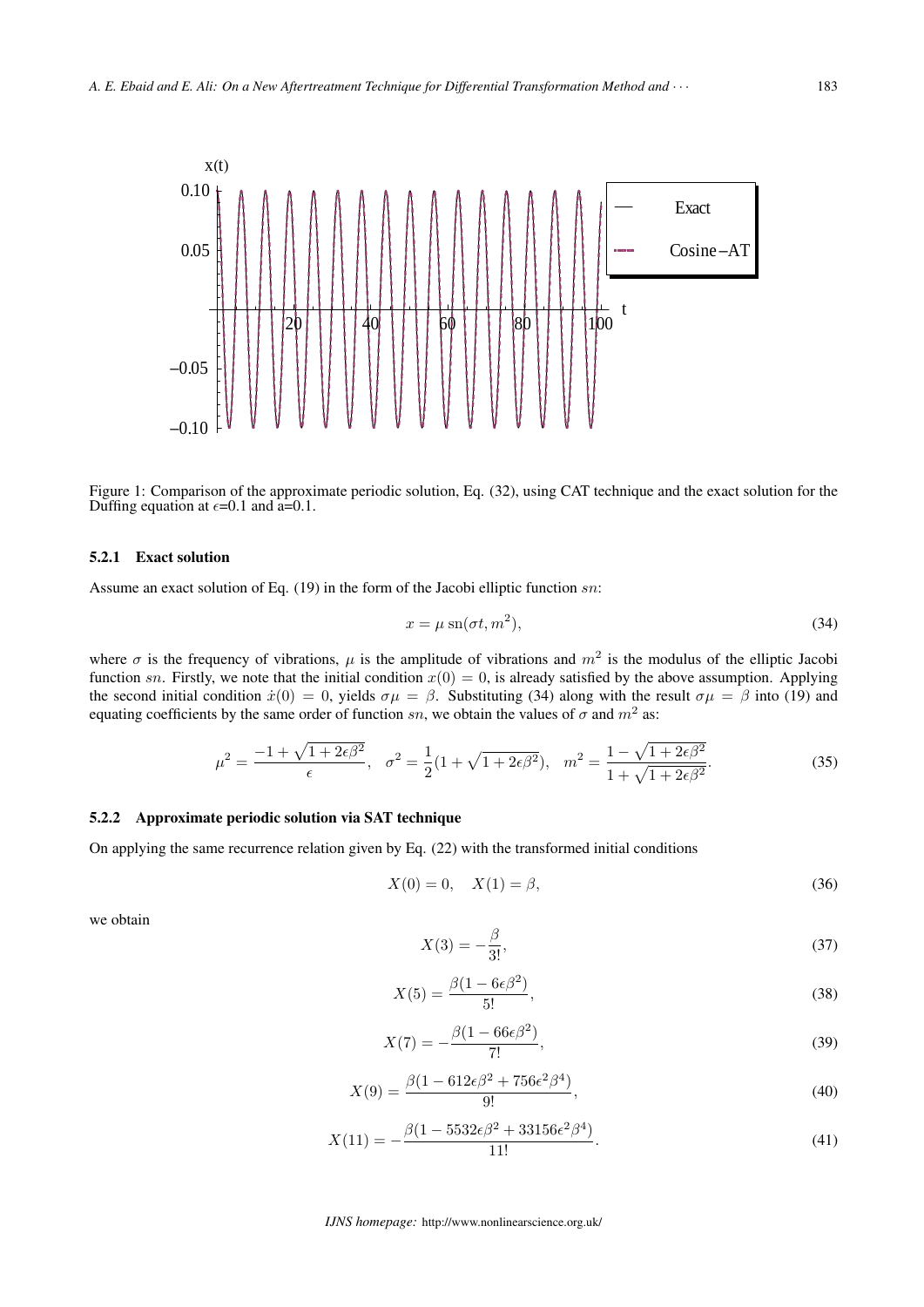x(t)

0.10

0.05

–0.05

–0.10

t

20

40

60

80

100

Exact

Cosine−AT

Figure 1: Comparison of the approximate periodic solution, Eq. (32), using CAT technique and the exact solution for the Duffing equation at $\epsilon$=0.1 and a=0.1.

#### 5.2.1 Exact solution

Assume an exact solution of Eq. (19) in the form of the Jacobi elliptic function $sn$:

$$x = \mu\, \mathrm{sn}(\sigma t, m^2), \tag{34}$$

where $\sigma$ is the frequency of vibrations, $\mu$ is the amplitude of vibrations and $m^2$ is the modulus of the elliptic Jacobi function $sn$. Firstly, we note that the initial condition $x(0) = 0$, is already satisfied by the above assumption. Applying the second initial condition $\dot{x}(0) = 0$, yields $\sigma\mu = \beta$. Substituting (34) along with the result $\sigma\mu = \beta$ into (19) and equating coefficients by the same order of function $sn$, we obtain the values of $\sigma$ and $m^2$ as:

$$\mu^2 = \frac{-1 + \sqrt{1 + 2\epsilon\beta^2}}{\epsilon}, \quad \sigma^2 = \frac{1}{2}(1 + \sqrt{1 + 2\epsilon\beta^2}), \quad m^2 = \frac{1 - \sqrt{1 + 2\epsilon\beta^2}}{1 + \sqrt{1 + 2\epsilon\beta^2}}. \tag{35}$$

#### 5.2.2 Approximate periodic solution via SAT technique

On applying the same recurrence relation given by Eq. (22) with the transformed initial conditions

$$X(0) = 0, \quad X(1) = \beta, \tag{36}$$

we obtain

$$X(3) = -\frac{\beta}{3!}, \tag{37}$$

$$X(5) = \frac{\beta(1 - 6\epsilon\beta^2)}{5!}, \tag{38}$$

$$X(7) = -\frac{\beta(1 - 66\epsilon\beta^2)}{7!}, \tag{39}$$

$$X(9) = \frac{\beta(1 - 612\epsilon\beta^2 + 756\epsilon^2\beta^4)}{9!}, \tag{40}$$

$$X(11) = -\frac{\beta(1 - 5532\epsilon\beta^2 + 33156\epsilon^2\beta^4)}{11!}. \tag{41}$$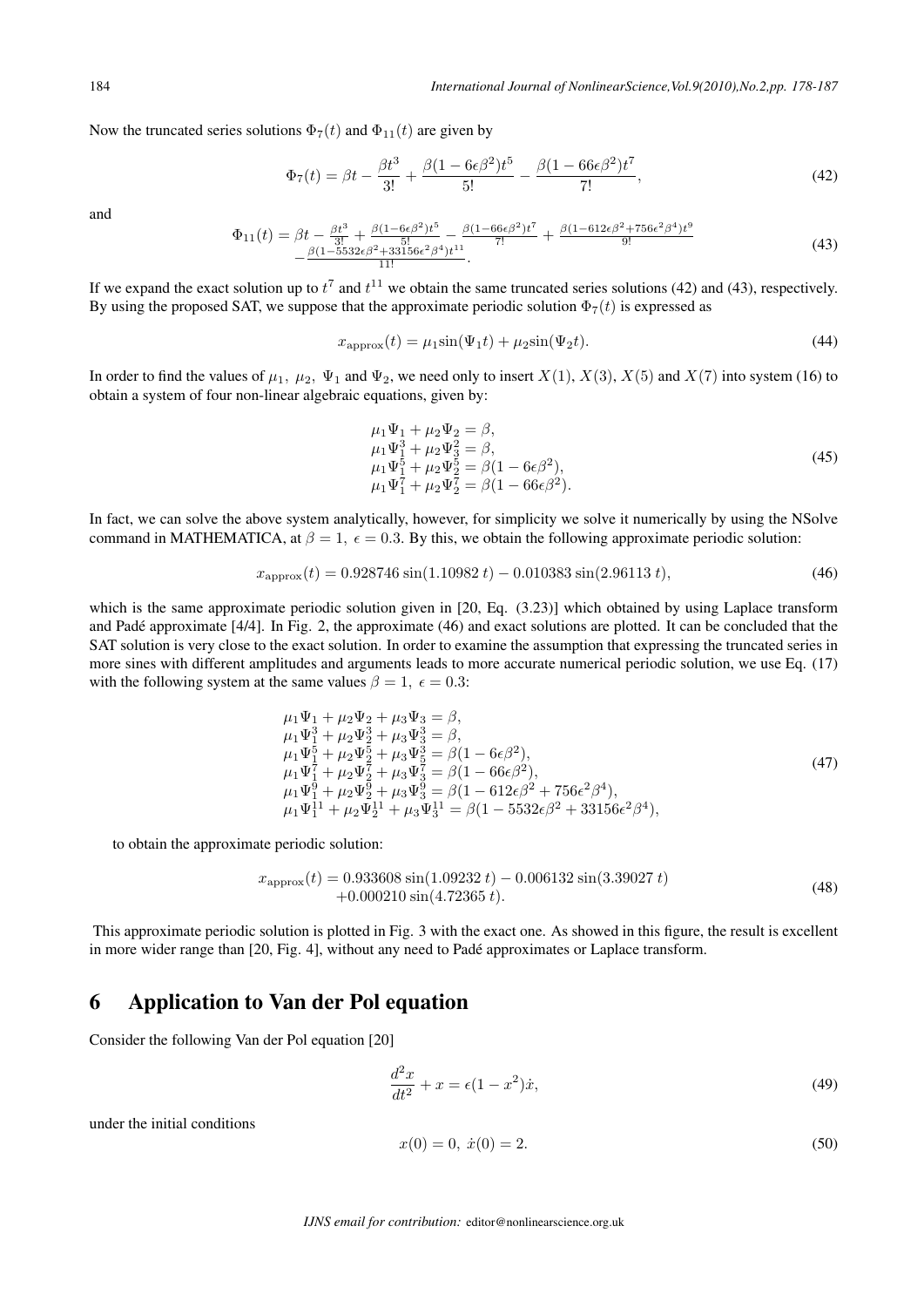Now the truncated series solutions $\Phi_7(t)$ and $\Phi_{11}(t)$ are given by

$$\Phi_7(t) = \beta t - \frac{\beta t^3}{3!} + \frac{\beta(1-6\epsilon\beta^2)t^5}{5!} - \frac{\beta(1-66\epsilon\beta^2)t^7}{7!}, \tag{42}$$

and

$$\Phi_{11}(t) = \beta t - \frac{\beta t^3}{3!} + \frac{\beta(1-6\epsilon\beta^2)t^5}{5!} - \frac{\beta(1-66\epsilon\beta^2)t^7}{7!} + \frac{\beta(1-612\epsilon\beta^2+756\epsilon^2\beta^4)t^9}{9!} \\ -\frac{\beta(1-5532\epsilon\beta^2+33156\epsilon^2\beta^4)t^{11}}{11!}. \tag{43}$$

If we expand the exact solution up to $t^7$ and $t^{11}$ we obtain the same truncated series solutions (42) and (43), respectively. By using the proposed SAT, we suppose that the approximate periodic solution $\Phi_7(t)$ is expressed as

$$x_{\text{approx}}(t) = \mu_1 \sin(\Psi_1 t) + \mu_2 \sin(\Psi_2 t). \tag{44}$$

In order to find the values of $\mu_1,\ \mu_2,\ \Psi_1$ and $\Psi_2$, we need only to insert $X(1)$, $X(3)$, $X(5)$ and $X(7)$ into system (16) to obtain a system of four non-linear algebraic equations, given by:

$$\begin{array}{l} \mu_1\Psi_1 + \mu_2\Psi_2 = \beta, \\ \mu_1\Psi_1^3 + \mu_2\Psi_3^2 = \beta, \\ \mu_1\Psi_1^5 + \mu_2\Psi_2^5 = \beta(1-6\epsilon\beta^2), \\ \mu_1\Psi_1^7 + \mu_2\Psi_2^7 = \beta(1-66\epsilon\beta^2). \end{array} \tag{45}$$

In fact, we can solve the above system analytically, however, for simplicity we solve it numerically by using the NSolve command in MATHEMATICA, at $\beta = 1,\ \epsilon = 0.3$. By this, we obtain the following approximate periodic solution:

$$x_{\text{approx}}(t) = 0.928746 \sin(1.10982\, t) - 0.010383 \sin(2.96113\, t), \tag{46}$$

which is the same approximate periodic solution given in [20, Eq. (3.23)] which obtained by using Laplace transform and Padé approximate [4/4]. In Fig. 2, the approximate (46) and exact solutions are plotted. It can be concluded that the SAT solution is very close to the exact solution. In order to examine the assumption that expressing the truncated series in more sines with different amplitudes and arguments leads to more accurate numerical periodic solution, we use Eq. (17) with the following system at the same values $\beta = 1,\ \epsilon = 0.3$:

$$\begin{array}{l} \mu_1\Psi_1 + \mu_2\Psi_2 + \mu_3\Psi_3 = \beta, \\ \mu_1\Psi_1^3 + \mu_2\Psi_2^3 + \mu_3\Psi_3^3 = \beta, \\ \mu_1\Psi_1^5 + \mu_2\Psi_2^5 + \mu_3\Psi_5^3 = \beta(1-6\epsilon\beta^2), \\ \mu_1\Psi_1^7 + \mu_2\Psi_2^7 + \mu_3\Psi_3^7 = \beta(1-66\epsilon\beta^2), \\ \mu_1\Psi_1^9 + \mu_2\Psi_2^9 + \mu_3\Psi_3^9 = \beta(1-612\epsilon\beta^2+756\epsilon^2\beta^4), \\ \mu_1\Psi_1^{11} + \mu_2\Psi_2^{11} + \mu_3\Psi_3^{11} = \beta(1-5532\epsilon\beta^2+33156\epsilon^2\beta^4), \end{array} \tag{47}$$

to obtain the approximate periodic solution:

$$x_{\text{approx}}(t) = 0.933608 \sin(1.09232\, t) - 0.006132 \sin(3.39027\, t) \\ +0.000210 \sin(4.72365\, t). \tag{48}$$

This approximate periodic solution is plotted in Fig. 3 with the exact one. As showed in this figure, the result is excellent in more wider range than [20, Fig. 4], without any need to Padé approximates or Laplace transform.

## 6 Application to Van der Pol equation

Consider the following Van der Pol equation [20]

$$\frac{d^2x}{dt^2} + x = \epsilon(1-x^2)\dot{x}, \tag{49}$$

under the initial conditions

$$x(0) = 0,\ \dot{x}(0) = 2. \tag{50}$$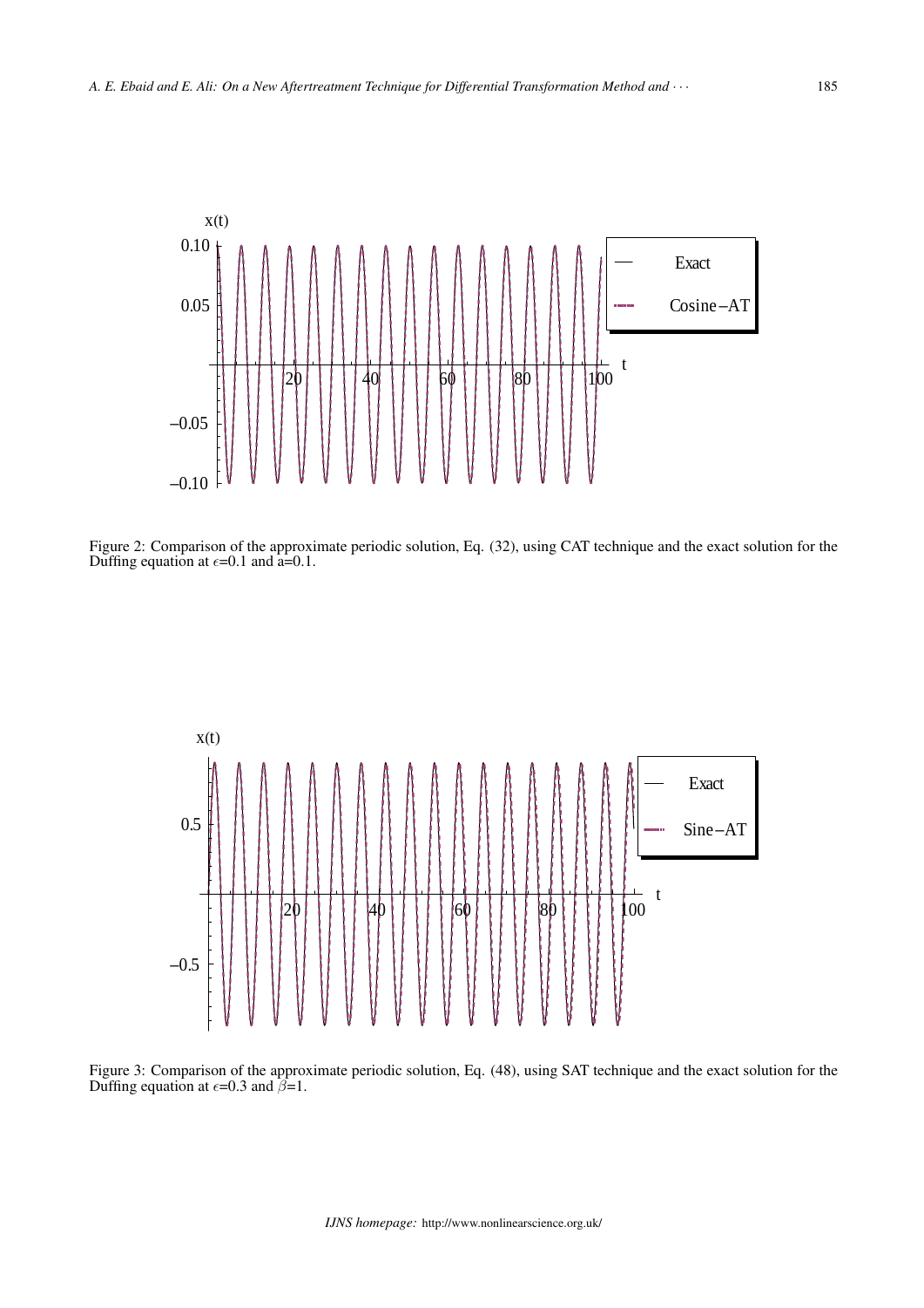x(t)
0.10
0.05
−0.05
−0.10
t
20
40
60
80
100
Exact
Cosine−AT

Figure 2: Comparison of the approximate periodic solution, Eq. (32), using CAT technique and the exact solution for the Duffing equation at $\epsilon$=0.1 and a=0.1.

x(t)
0.5
−0.5
t
20
40
60
80
100
Exact
Sine−AT

Figure 3: Comparison of the approximate periodic solution, Eq. (48), using SAT technique and the exact solution for the Duffing equation at $\epsilon$=0.3 and $\beta$=1.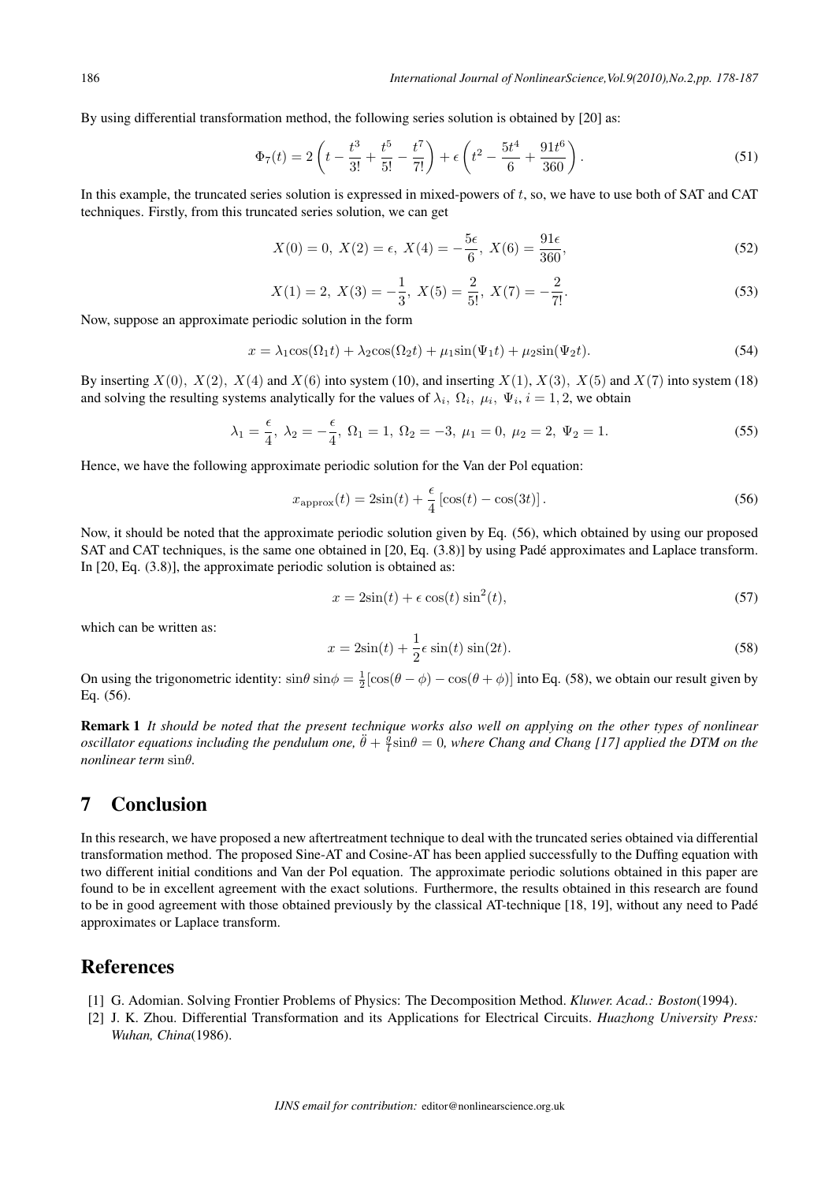By using differential transformation method, the following series solution is obtained by [20] as:

$$\Phi_7(t) = 2\left(t - \frac{t^3}{3!} + \frac{t^5}{5!} - \frac{t^7}{7!}\right) + \epsilon\left(t^2 - \frac{5t^4}{6} + \frac{91t^6}{360}\right). \tag{51}$$

In this example, the truncated series solution is expressed in mixed-powers of $t$, so, we have to use both of SAT and CAT techniques. Firstly, from this truncated series solution, we can get

$$X(0) = 0,\ X(2) = \epsilon,\ X(4) = -\frac{5\epsilon}{6},\ X(6) = \frac{91\epsilon}{360}, \tag{52}$$

$$X(1) = 2,\ X(3) = -\frac{1}{3},\ X(5) = \frac{2}{5!},\ X(7) = -\frac{2}{7!}. \tag{53}$$

Now, suppose an approximate periodic solution in the form

$$x = \lambda_1 \cos(\Omega_1 t) + \lambda_2 \cos(\Omega_2 t) + \mu_1 \sin(\Psi_1 t) + \mu_2 \sin(\Psi_2 t). \tag{54}$$

By inserting $X(0),\ X(2),\ X(4)$ and $X(6)$ into system (10), and inserting $X(1),\ X(3),\ X(5)$ and $X(7)$ into system (18) and solving the resulting systems analytically for the values of $\lambda_i,\ \Omega_i,\ \mu_i,\ \Psi_i,\ i = 1, 2$, we obtain

$$\lambda_1 = \frac{\epsilon}{4},\ \lambda_2 = -\frac{\epsilon}{4},\ \Omega_1 = 1,\ \Omega_2 = -3,\ \mu_1 = 0,\ \mu_2 = 2,\ \Psi_2 = 1. \tag{55}$$

Hence, we have the following approximate periodic solution for the Van der Pol equation:

$$x_{\text{approx}}(t) = 2\sin(t) + \frac{\epsilon}{4}\left[\cos(t) - \cos(3t)\right]. \tag{56}$$

Now, it should be noted that the approximate periodic solution given by Eq. (56), which obtained by using our proposed SAT and CAT techniques, is the same one obtained in [20, Eq. (3.8)] by using Padé approximates and Laplace transform. In [20, Eq. (3.8)], the approximate periodic solution is obtained as:

$$x = 2\sin(t) + \epsilon \cos(t)\sin^2(t), \tag{57}$$

which can be written as:

$$x = 2\sin(t) + \frac{1}{2}\epsilon \sin(t)\sin(2t). \tag{58}$$

On using the trigonometric identity: $\sin\theta \sin\phi = \frac{1}{2}[\cos(\theta - \phi) - \cos(\theta + \phi)]$ into Eq. (58), we obtain our result given by Eq. (56).

**Remark 1** *It should be noted that the present technique works also well on applying on the other types of nonlinear oscillator equations including the pendulum one,* $\ddot{\theta} + \frac{g}{l}\sin\theta = 0$*, where Chang and Chang [17] applied the DTM on the nonlinear term* $\sin\theta$*.*

## 7 Conclusion

In this research, we have proposed a new aftertreatment technique to deal with the truncated series obtained via differential transformation method. The proposed Sine-AT and Cosine-AT has been applied successfully to the Duffing equation with two different initial conditions and Van der Pol equation. The approximate periodic solutions obtained in this paper are found to be in excellent agreement with the exact solutions. Furthermore, the results obtained in this research are found to be in good agreement with those obtained previously by the classical AT-technique [18, 19], without any need to Padé approximates or Laplace transform.

## References

[1] G. Adomian. Solving Frontier Problems of Physics: The Decomposition Method. *Kluwer. Acad.: Boston*(1994).

[2] J. K. Zhou. Differential Transformation and its Applications for Electrical Circuits. *Huazhong University Press: Wuhan, China*(1986).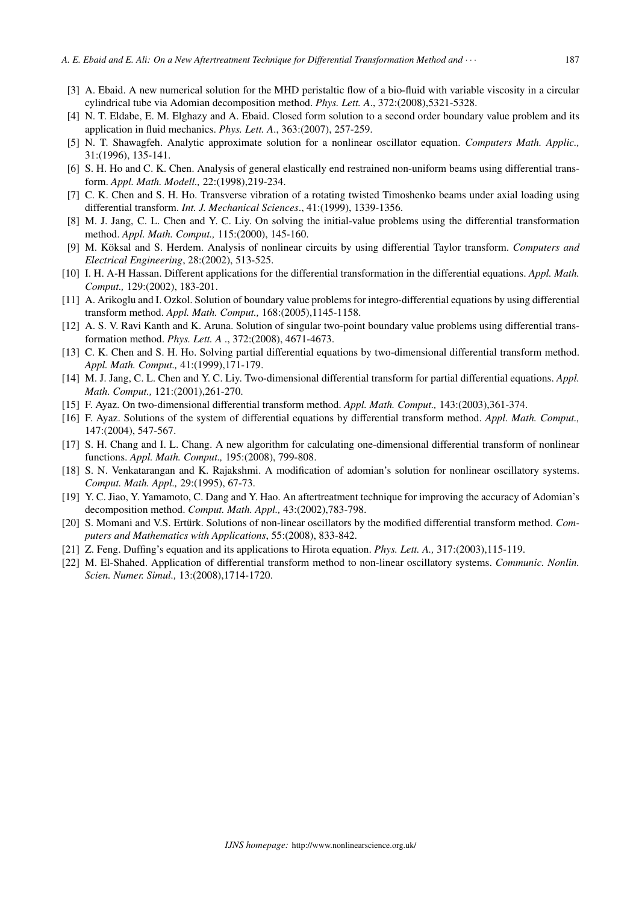[3] A. Ebaid. A new numerical solution for the MHD peristaltic flow of a bio-fluid with variable viscosity in a circular cylindrical tube via Adomian decomposition method. *Phys. Lett. A*., 372:(2008),5321-5328.

[4] N. T. Eldabe, E. M. Elghazy and A. Ebaid. Closed form solution to a second order boundary value problem and its application in fluid mechanics. *Phys. Lett. A*., 363:(2007), 257-259.

[5] N. T. Shawagfeh. Analytic approximate solution for a nonlinear oscillator equation. *Computers Math. Applic.,* 31:(1996), 135-141.

[6] S. H. Ho and C. K. Chen. Analysis of general elastically end restrained non-uniform beams using differential transform. *Appl. Math. Modell.,* 22:(1998),219-234.

[7] C. K. Chen and S. H. Ho. Transverse vibration of a rotating twisted Timoshenko beams under axial loading using differential transform. *Int. J. Mechanical Sciences*., 41:(1999), 1339-1356.

[8] M. J. Jang, C. L. Chen and Y. C. Liy. On solving the initial-value problems using the differential transformation method. *Appl. Math. Comput.,* 115:(2000), 145-160.

[9] M. Köksal and S. Herdem. Analysis of nonlinear circuits by using differential Taylor transform. *Computers and Electrical Engineering*, 28:(2002), 513-525.

[10] I. H. A-H Hassan. Different applications for the differential transformation in the differential equations. *Appl. Math. Comput.,* 129:(2002), 183-201.

[11] A. Arikoglu and I. Ozkol. Solution of boundary value problems for integro-differential equations by using differential transform method. *Appl. Math. Comput.,* 168:(2005),1145-1158.

[12] A. S. V. Ravi Kanth and K. Aruna. Solution of singular two-point boundary value problems using differential transformation method. *Phys. Lett. A* ., 372:(2008), 4671-4673.

[13] C. K. Chen and S. H. Ho. Solving partial differential equations by two-dimensional differential transform method. *Appl. Math. Comput.,* 41:(1999),171-179.

[14] M. J. Jang, C. L. Chen and Y. C. Liy. Two-dimensional differential transform for partial differential equations. *Appl. Math. Comput.,* 121:(2001),261-270.

[15] F. Ayaz. On two-dimensional differential transform method. *Appl. Math. Comput.,* 143:(2003),361-374.

[16] F. Ayaz. Solutions of the system of differential equations by differential transform method. *Appl. Math. Comput.,* 147:(2004), 547-567.

[17] S. H. Chang and I. L. Chang. A new algorithm for calculating one-dimensional differential transform of nonlinear functions. *Appl. Math. Comput.,* 195:(2008), 799-808.

[18] S. N. Venkatarangan and K. Rajakshmi. A modification of adomian's solution for nonlinear oscillatory systems. *Comput. Math. Appl.,* 29:(1995), 67-73.

[19] Y. C. Jiao, Y. Yamamoto, C. Dang and Y. Hao. An aftertreatment technique for improving the accuracy of Adomian's decomposition method. *Comput. Math. Appl.,* 43:(2002),783-798.

[20] S. Momani and V.S. Ertürk. Solutions of non-linear oscillators by the modified differential transform method. *Computers and Mathematics with Applications*, 55:(2008), 833-842.

[21] Z. Feng. Duffing's equation and its applications to Hirota equation. *Phys. Lett. A.,* 317:(2003),115-119.

[22] M. El-Shahed. Application of differential transform method to non-linear oscillatory systems. *Communic. Nonlin. Scien. Numer. Simul.,* 13:(2008),1714-1720.